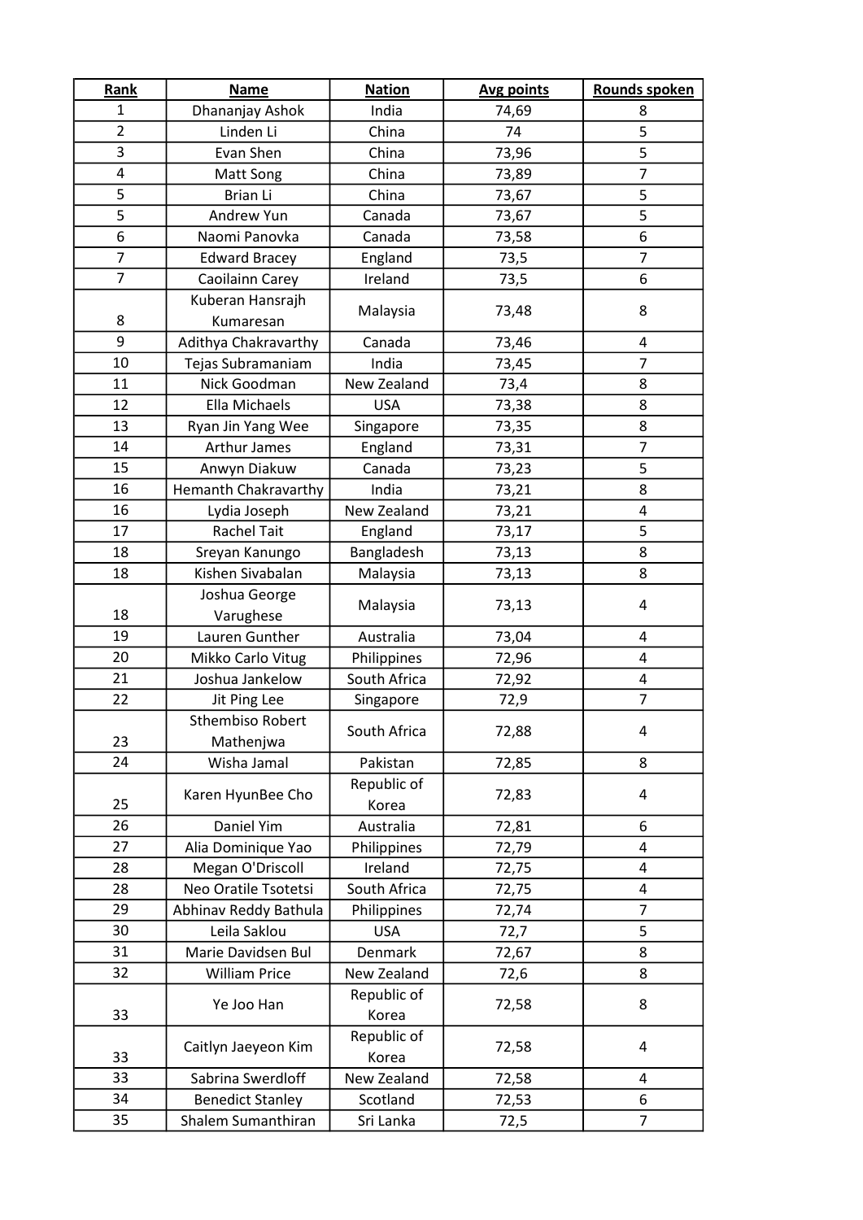| Rank | Name | Nation | Avg points | Rounds spoken |
|---|---|---|---|---|
| 1 | Dhananjay Ashok | India | 74,69 | 8 |
| 2 | Linden Li | China | 74 | 5 |
| 3 | Evan Shen | China | 73,96 | 5 |
| 4 | Matt Song | China | 73,89 | 7 |
| 5 | Brian Li | China | 73,67 | 5 |
| 5 | Andrew Yun | Canada | 73,67 | 5 |
| 6 | Naomi Panovka | Canada | 73,58 | 6 |
| 7 | Edward Bracey | England | 73,5 | 7 |
| 7 | Caoilainn Carey | Ireland | 73,5 | 6 |
| 8 | Kuberan Hansrajh Kumaresan | Malaysia | 73,48 | 8 |
| 9 | Adithya Chakravarthy | Canada | 73,46 | 4 |
| 10 | Tejas Subramaniam | India | 73,45 | 7 |
| 11 | Nick Goodman | New Zealand | 73,4 | 8 |
| 12 | Ella Michaels | USA | 73,38 | 8 |
| 13 | Ryan Jin Yang Wee | Singapore | 73,35 | 8 |
| 14 | Arthur James | England | 73,31 | 7 |
| 15 | Anwyn Diakuw | Canada | 73,23 | 5 |
| 16 | Hemanth Chakravarthy | India | 73,21 | 8 |
| 16 | Lydia Joseph | New Zealand | 73,21 | 4 |
| 17 | Rachel Tait | England | 73,17 | 5 |
| 18 | Sreyan Kanungo | Bangladesh | 73,13 | 8 |
| 18 | Kishen Sivabalan | Malaysia | 73,13 | 8 |
| 18 | Joshua George Varughese | Malaysia | 73,13 | 4 |
| 19 | Lauren Gunther | Australia | 73,04 | 4 |
| 20 | Mikko Carlo Vitug | Philippines | 72,96 | 4 |
| 21 | Joshua Jankelow | South Africa | 72,92 | 4 |
| 22 | Jit Ping Lee | Singapore | 72,9 | 7 |
| 23 | Sthembiso Robert Mathenjwa | South Africa | 72,88 | 4 |
| 24 | Wisha Jamal | Pakistan | 72,85 | 8 |
| 25 | Karen HyunBee Cho | Republic of Korea | 72,83 | 4 |
| 26 | Daniel Yim | Australia | 72,81 | 6 |
| 27 | Alia Dominique Yao | Philippines | 72,79 | 4 |
| 28 | Megan O'Driscoll | Ireland | 72,75 | 4 |
| 28 | Neo Oratile Tsotetsi | South Africa | 72,75 | 4 |
| 29 | Abhinav Reddy Bathula | Philippines | 72,74 | 7 |
| 30 | Leila Saklou | USA | 72,7 | 5 |
| 31 | Marie Davidsen Bul | Denmark | 72,67 | 8 |
| 32 | William Price | New Zealand | 72,6 | 8 |
| 33 | Ye Joo Han | Republic of Korea | 72,58 | 8 |
| 33 | Caitlyn Jaeyeon Kim | Republic of Korea | 72,58 | 4 |
| 33 | Sabrina Swerdloff | New Zealand | 72,58 | 4 |
| 34 | Benedict Stanley | Scotland | 72,53 | 6 |
| 35 | Shalem Sumanthiran | Sri Lanka | 72,5 | 7 |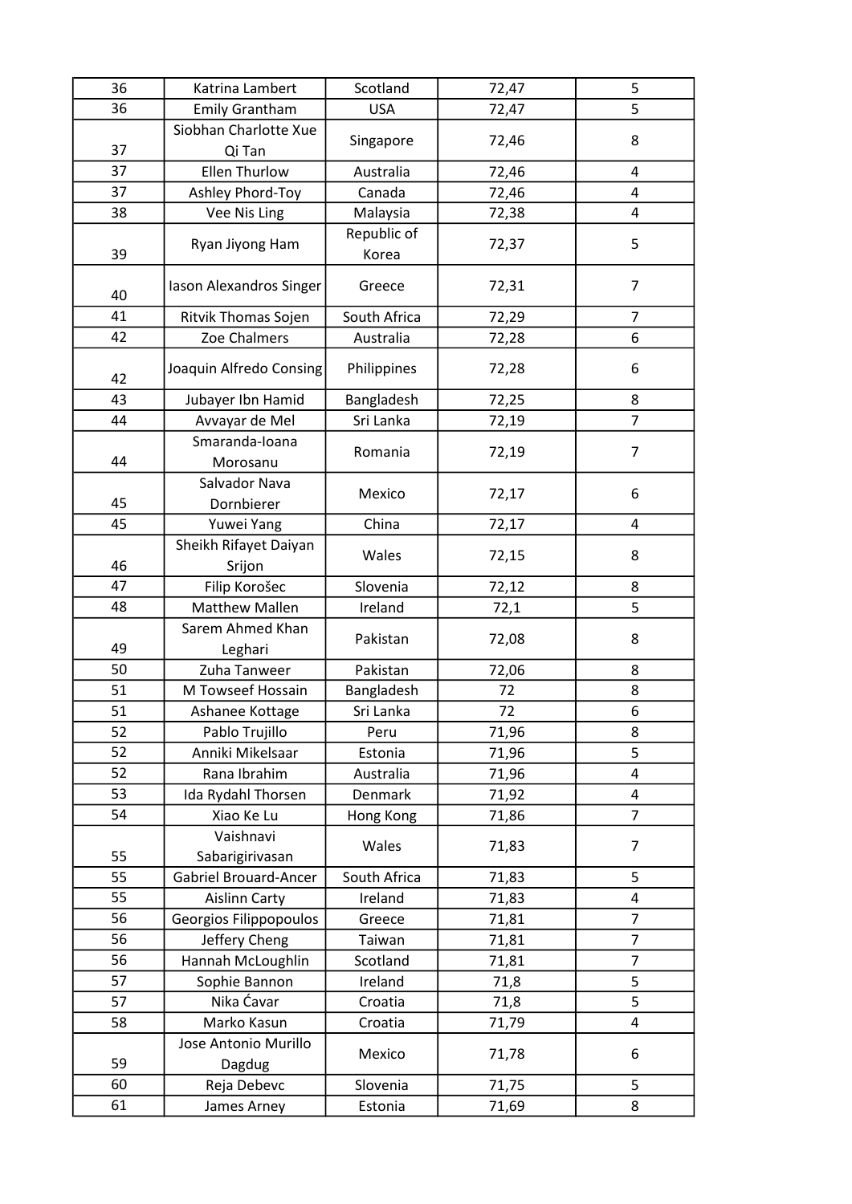| 36 | Katrina Lambert | Scotland | 72,47 | 5 |
|---|---|---|---|---|
| 36 | Emily Grantham | USA | 72,47 | 5 |
| 37 | Siobhan Charlotte Xue Qi Tan | Singapore | 72,46 | 8 |
| 37 | Ellen Thurlow | Australia | 72,46 | 4 |
| 37 | Ashley Phord-Toy | Canada | 72,46 | 4 |
| 38 | Vee Nis Ling | Malaysia | 72,38 | 4 |
| 39 | Ryan Jiyong Ham | Republic of Korea | 72,37 | 5 |
| 40 | Iason Alexandros Singer | Greece | 72,31 | 7 |
| 41 | Ritvik Thomas Sojen | South Africa | 72,29 | 7 |
| 42 | Zoe Chalmers | Australia | 72,28 | 6 |
| 42 | Joaquin Alfredo Consing | Philippines | 72,28 | 6 |
| 43 | Jubayer Ibn Hamid | Bangladesh | 72,25 | 8 |
| 44 | Avvayar de Mel | Sri Lanka | 72,19 | 7 |
| 44 | Smaranda-Ioana Morosanu | Romania | 72,19 | 7 |
| 45 | Salvador Nava Dornbierer | Mexico | 72,17 | 6 |
| 45 | Yuwei Yang | China | 72,17 | 4 |
| 46 | Sheikh Rifayet Daiyan Srijon | Wales | 72,15 | 8 |
| 47 | Filip Korošec | Slovenia | 72,12 | 8 |
| 48 | Matthew Mallen | Ireland | 72,1 | 5 |
| 49 | Sarem Ahmed Khan Leghari | Pakistan | 72,08 | 8 |
| 50 | Zuha Tanweer | Pakistan | 72,06 | 8 |
| 51 | M Towseef Hossain | Bangladesh | 72 | 8 |
| 51 | Ashanee Kottage | Sri Lanka | 72 | 6 |
| 52 | Pablo Trujillo | Peru | 71,96 | 8 |
| 52 | Anniki Mikelsaar | Estonia | 71,96 | 5 |
| 52 | Rana Ibrahim | Australia | 71,96 | 4 |
| 53 | Ida Rydahl Thorsen | Denmark | 71,92 | 4 |
| 54 | Xiao Ke Lu | Hong Kong | 71,86 | 7 |
| 55 | Vaishnavi Sabarigirivasan | Wales | 71,83 | 7 |
| 55 | Gabriel Brouard-Ancer | South Africa | 71,83 | 5 |
| 55 | Aislinn Carty | Ireland | 71,83 | 4 |
| 56 | Georgios Filippopoulos | Greece | 71,81 | 7 |
| 56 | Jeffery Cheng | Taiwan | 71,81 | 7 |
| 56 | Hannah McLoughlin | Scotland | 71,81 | 7 |
| 57 | Sophie Bannon | Ireland | 71,8 | 5 |
| 57 | Nika Ćavar | Croatia | 71,8 | 5 |
| 58 | Marko Kasun | Croatia | 71,79 | 4 |
| 59 | Jose Antonio Murillo Dagdug | Mexico | 71,78 | 6 |
| 60 | Reja Debevc | Slovenia | 71,75 | 5 |
| 61 | James Arney | Estonia | 71,69 | 8 |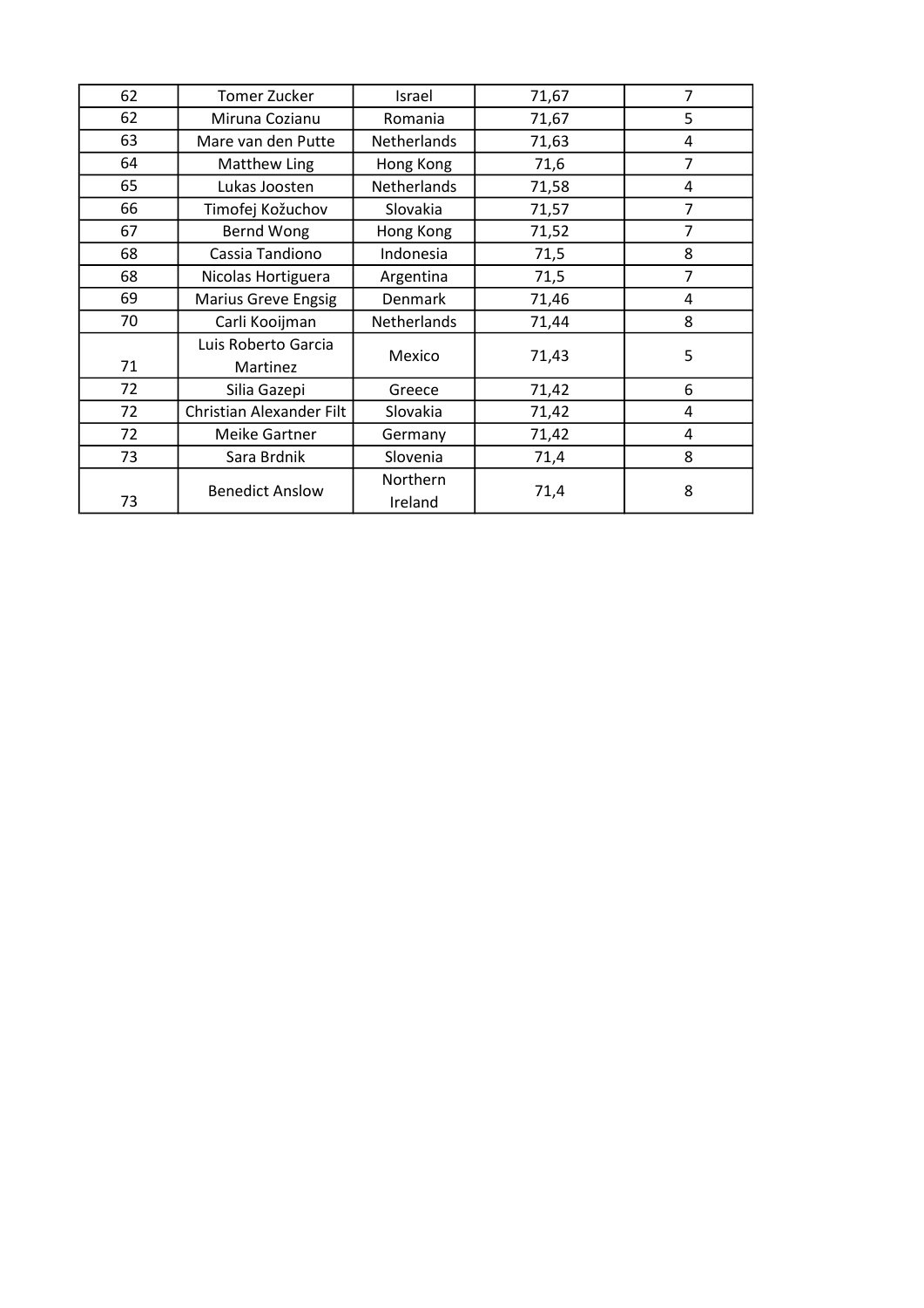| | | | | |
|---|---|---|---|---|
| 62 | Tomer Zucker | Israel | 71,67 | 7 |
| 62 | Miruna Cozianu | Romania | 71,67 | 5 |
| 63 | Mare van den Putte | Netherlands | 71,63 | 4 |
| 64 | Matthew Ling | Hong Kong | 71,6 | 7 |
| 65 | Lukas Joosten | Netherlands | 71,58 | 4 |
| 66 | Timofej Kožuchov | Slovakia | 71,57 | 7 |
| 67 | Bernd Wong | Hong Kong | 71,52 | 7 |
| 68 | Cassia Tandiono | Indonesia | 71,5 | 8 |
| 68 | Nicolas Hortiguera | Argentina | 71,5 | 7 |
| 69 | Marius Greve Engsig | Denmark | 71,46 | 4 |
| 70 | Carli Kooijman | Netherlands | 71,44 | 8 |
| 71 | Luis Roberto Garcia Martinez | Mexico | 71,43 | 5 |
| 72 | Silia Gazepi | Greece | 71,42 | 6 |
| 72 | Christian Alexander Filt | Slovakia | 71,42 | 4 |
| 72 | Meike Gartner | Germany | 71,42 | 4 |
| 73 | Sara Brdnik | Slovenia | 71,4 | 8 |
| 73 | Benedict Anslow | Northern Ireland | 71,4 | 8 |